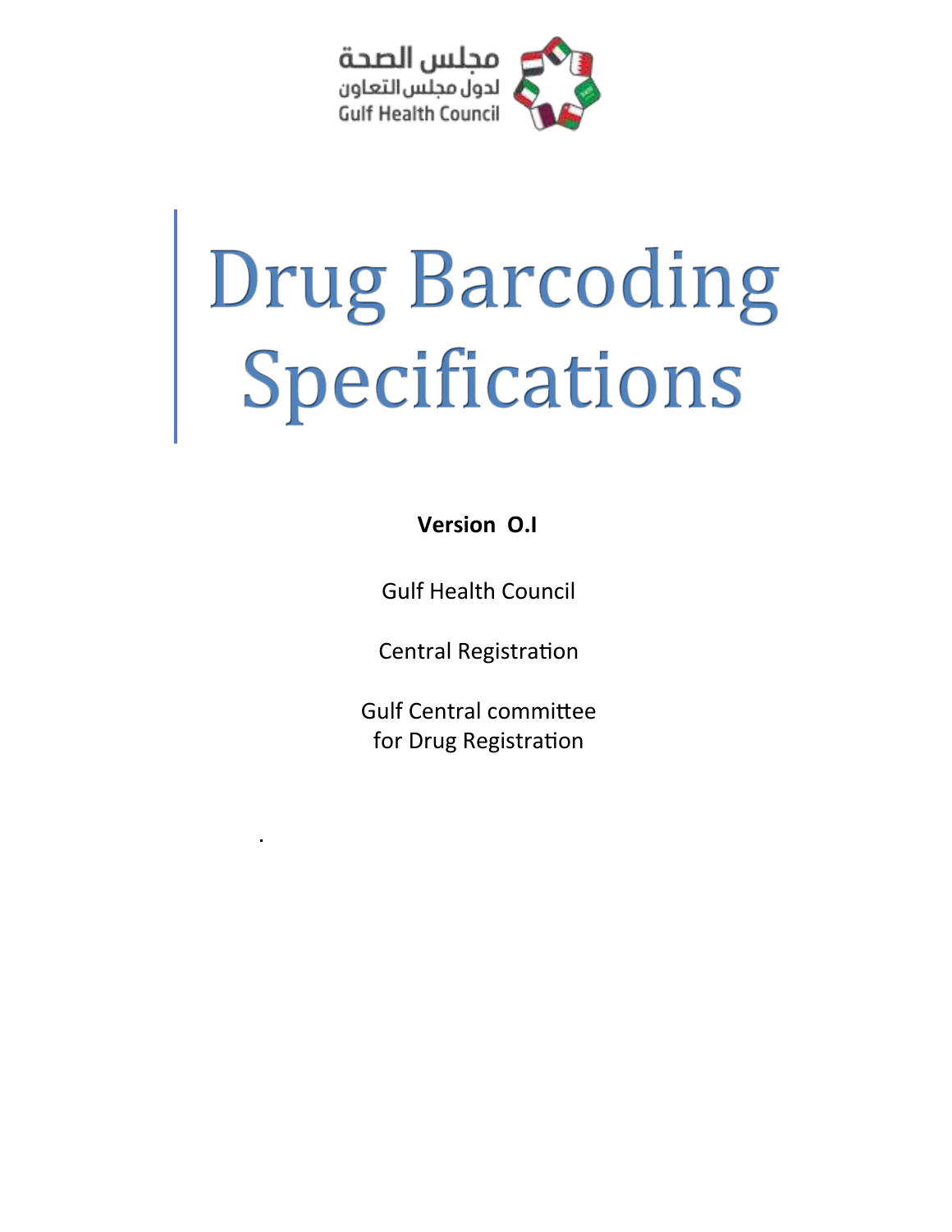مجلس الصحة
لدول مجلس التعاون
Gulf Health Council

# Drug Barcoding Specifications

**Version O.I**

Gulf Health Council

Central Registration

Gulf Central committee
for Drug Registration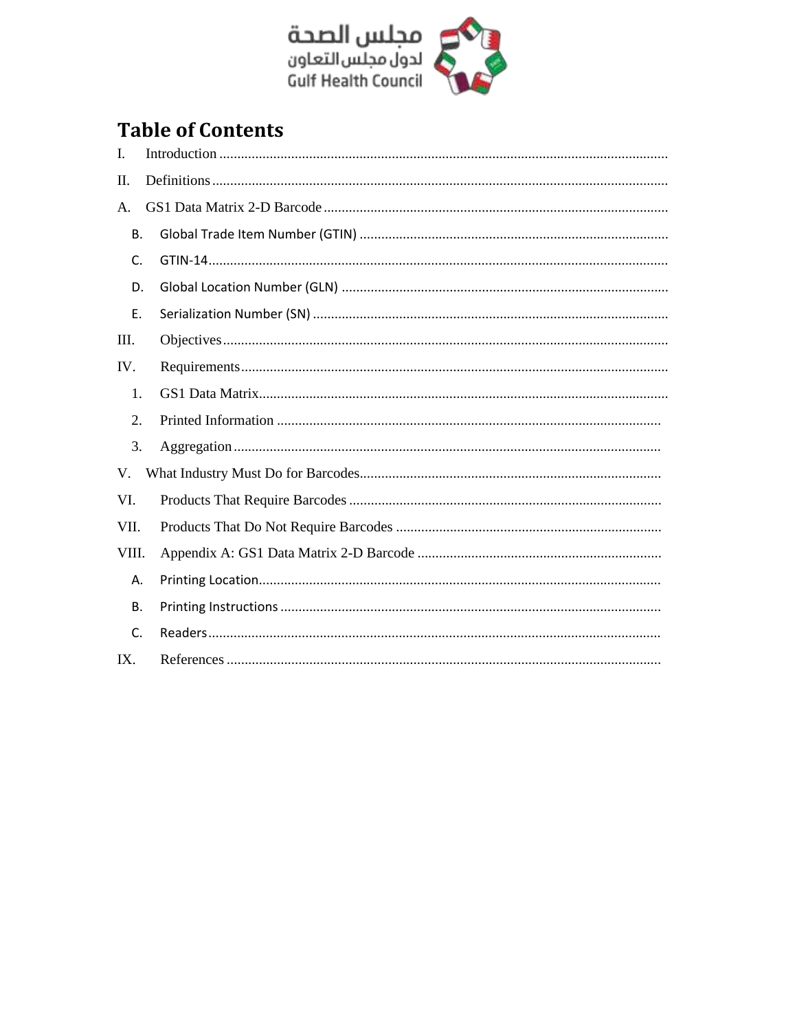# Table of Contents

I. Introduction

II. Definitions

A. GS1 Data Matrix 2-D Barcode

- B. Global Trade Item Number (GTIN)
- C. GTIN-14
- D. Global Location Number (GLN)
- E. Serialization Number (SN)

III. Objectives

IV. Requirements

1. GS1 Data Matrix
2. Printed Information
3. Aggregation

V. What Industry Must Do for Barcodes

VI. Products That Require Barcodes

VII. Products That Do Not Require Barcodes

VIII. Appendix A: GS1 Data Matrix 2-D Barcode

- A. Printing Location
- B. Printing Instructions
- C. Readers

IX. References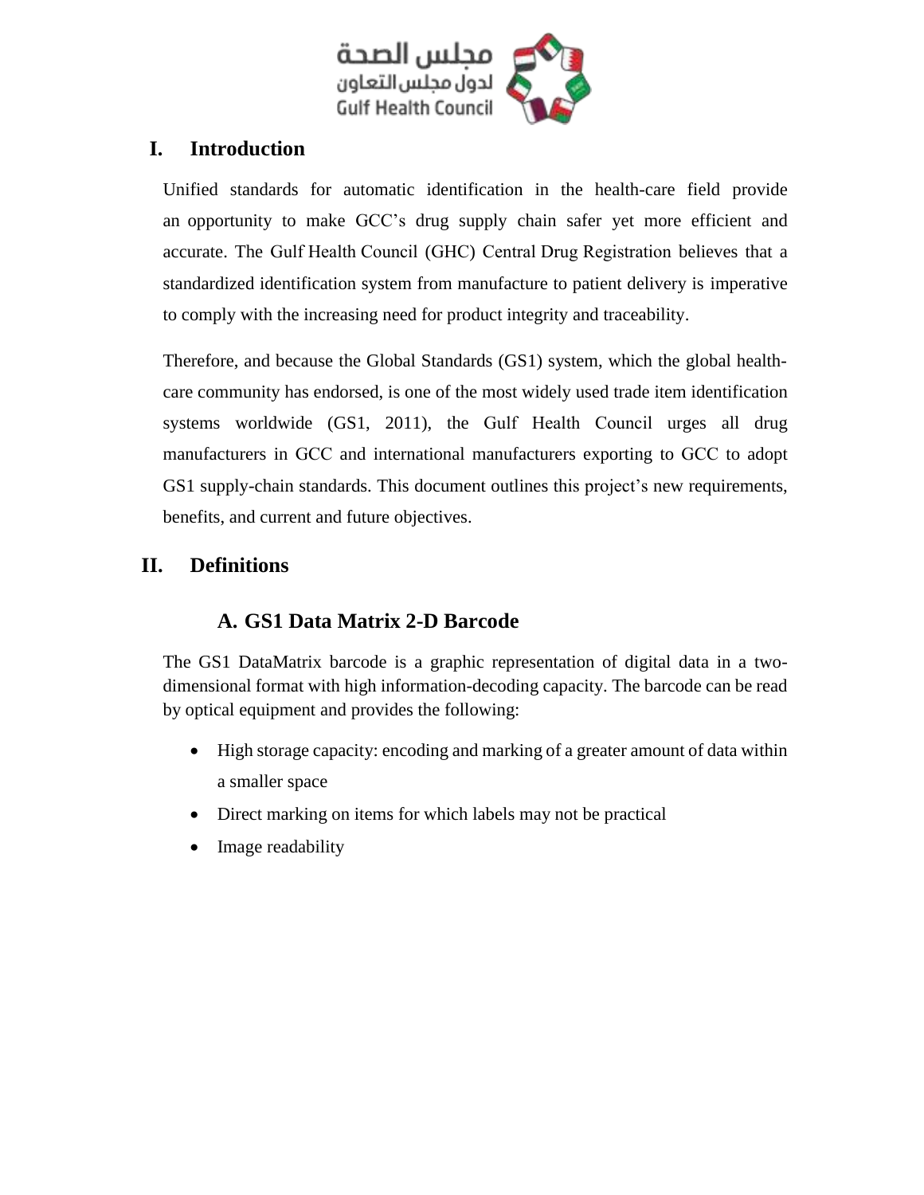# I. Introduction

Unified standards for automatic identification in the health-care field provide an opportunity to make GCC's drug supply chain safer yet more efficient and accurate. The Gulf Health Council (GHC) Central Drug Registration believes that a standardized identification system from manufacture to patient delivery is imperative to comply with the increasing need for product integrity and traceability.

Therefore, and because the Global Standards (GS1) system, which the global health-care community has endorsed, is one of the most widely used trade item identification systems worldwide (GS1, 2011), the Gulf Health Council urges all drug manufacturers in GCC and international manufacturers exporting to GCC to adopt GS1 supply-chain standards. This document outlines this project's new requirements, benefits, and current and future objectives.

# II. Definitions

## A. GS1 Data Matrix 2-D Barcode

The GS1 DataMatrix barcode is a graphic representation of digital data in a two-dimensional format with high information-decoding capacity. The barcode can be read by optical equipment and provides the following:

- High storage capacity: encoding and marking of a greater amount of data within a smaller space
- Direct marking on items for which labels may not be practical
- Image readability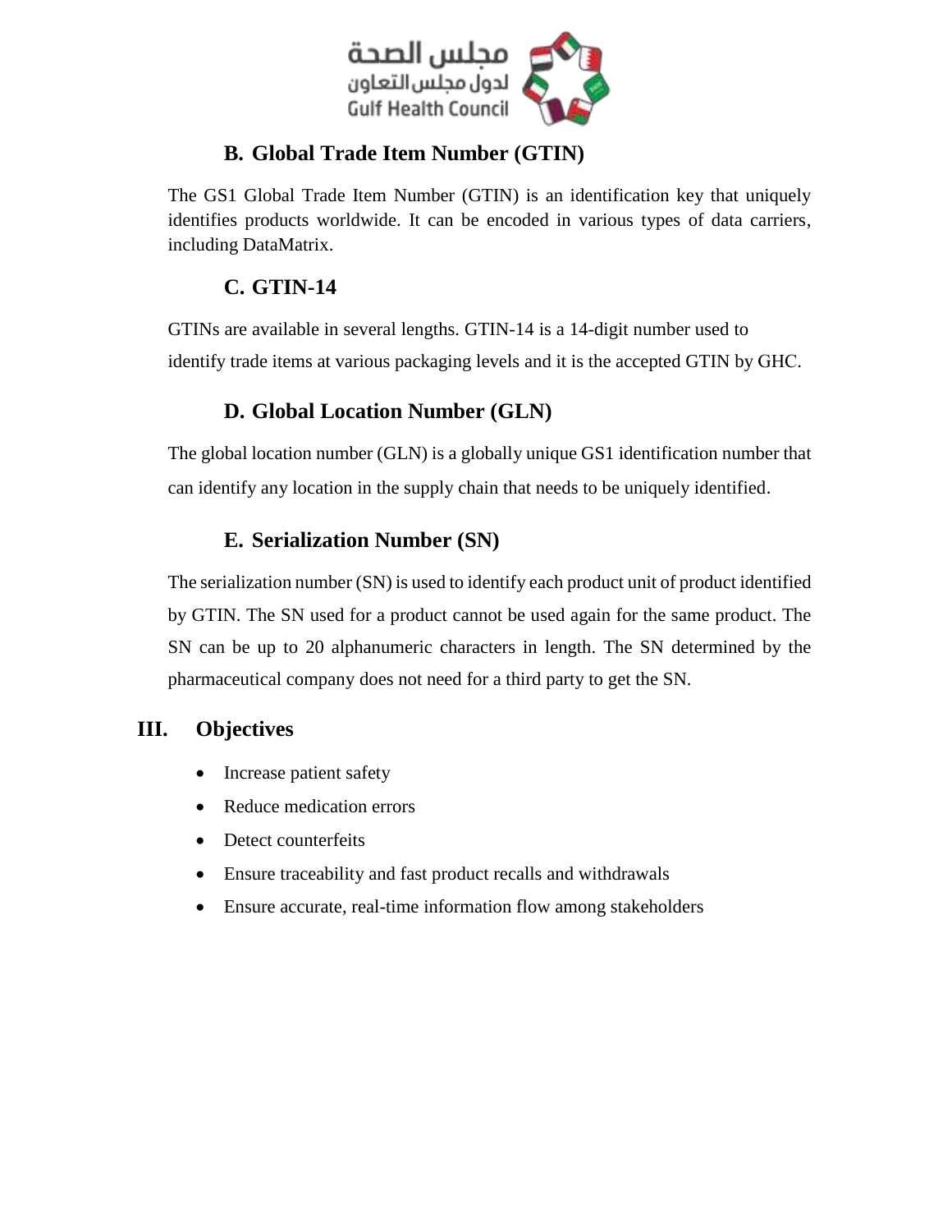### B. Global Trade Item Number (GTIN)

The GS1 Global Trade Item Number (GTIN) is an identification key that uniquely identifies products worldwide. It can be encoded in various types of data carriers, including DataMatrix.

### C. GTIN-14

GTINs are available in several lengths. GTIN-14 is a 14-digit number used to identify trade items at various packaging levels and it is the accepted GTIN by GHC.

### D. Global Location Number (GLN)

The global location number (GLN) is a globally unique GS1 identification number that can identify any location in the supply chain that needs to be uniquely identified.

### E. Serialization Number (SN)

The serialization number (SN) is used to identify each product unit of product identified by GTIN. The SN used for a product cannot be used again for the same product. The SN can be up to 20 alphanumeric characters in length. The SN determined by the pharmaceutical company does not need for a third party to get the SN.

## III. Objectives

- Increase patient safety
- Reduce medication errors
- Detect counterfeits
- Ensure traceability and fast product recalls and withdrawals
- Ensure accurate, real-time information flow among stakeholders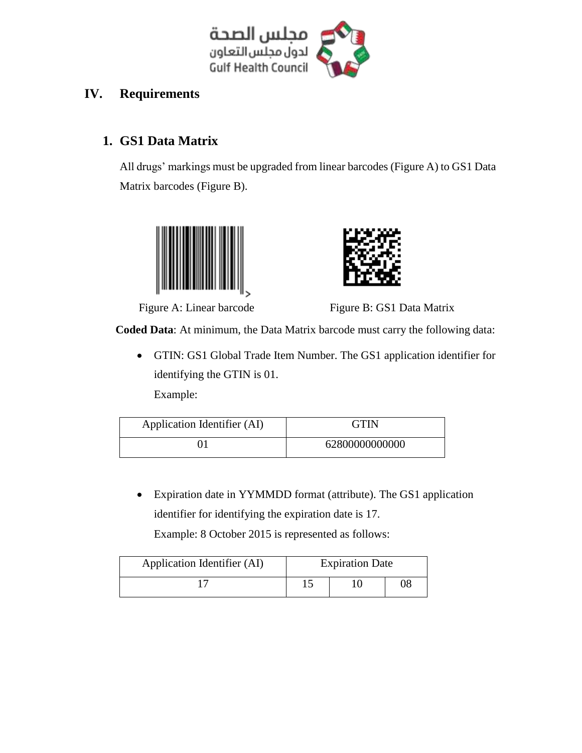# IV. Requirements

## 1. GS1 Data Matrix

All drugs' markings must be upgraded from linear barcodes (Figure A) to GS1 Data Matrix barcodes (Figure B).

Figure A: Linear barcode

Figure B: GS1 Data Matrix

**Coded Data**: At minimum, the Data Matrix barcode must carry the following data:

- GTIN: GS1 Global Trade Item Number. The GS1 application identifier for identifying the GTIN is 01.

  Example:

| Application Identifier (AI) | GTIN |
|---|---|
| 01 | 62800000000000 |

- Expiration date in YYMMDD format (attribute). The GS1 application identifier for identifying the expiration date is 17.

  Example: 8 October 2015 is represented as follows:

| Application Identifier (AI) | Expiration Date | | |
|---|---|---|---|
| 17 | 15 | 10 | 08 |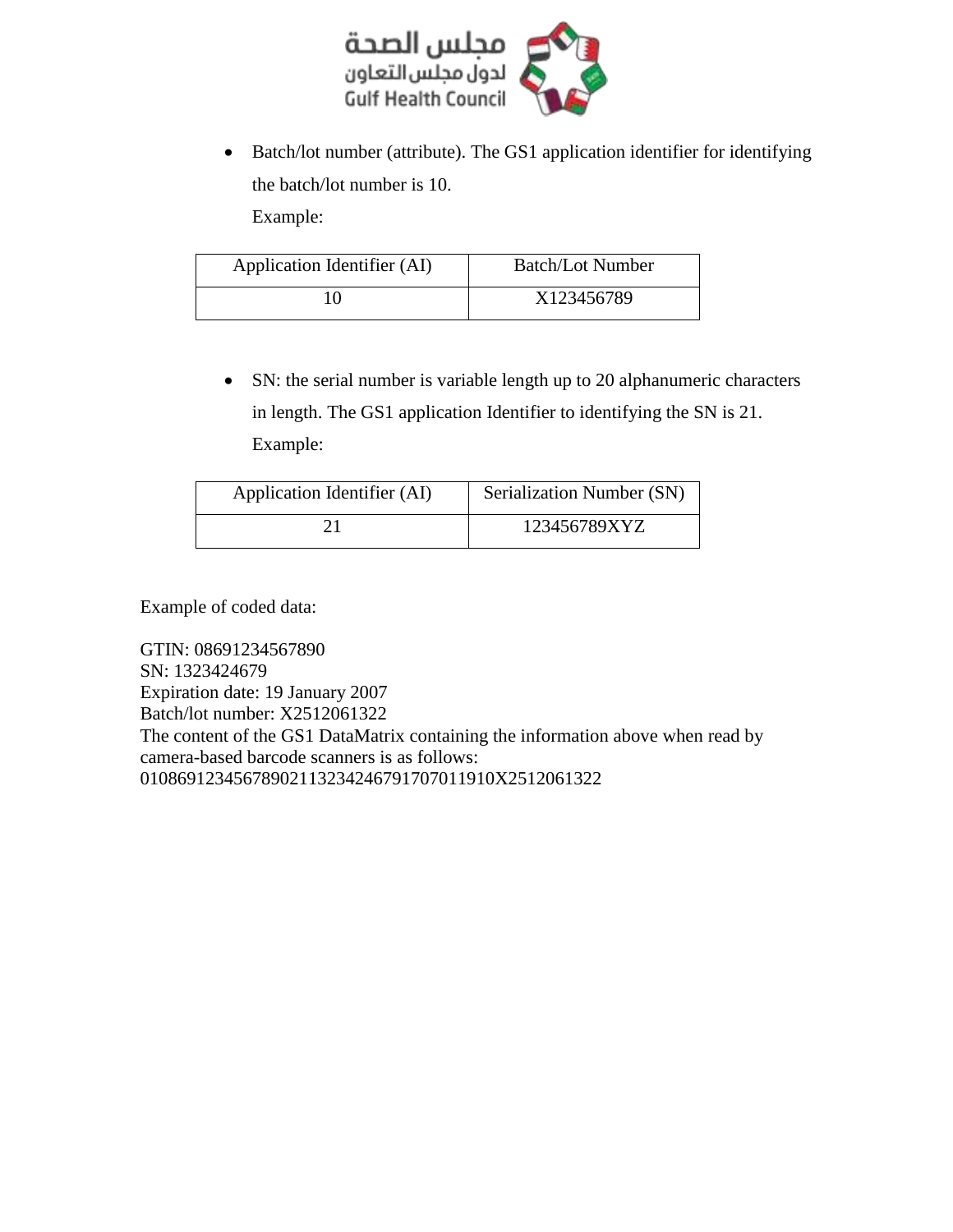- Batch/lot number (attribute). The GS1 application identifier for identifying the batch/lot number is 10.

  Example:

| Application Identifier (AI) | Batch/Lot Number |
|---|---|
| 10 | X123456789 |

- SN: the serial number is variable length up to 20 alphanumeric characters in length. The GS1 application Identifier to identifying the SN is 21.

  Example:

| Application Identifier (AI) | Serialization Number (SN) |
|---|---|
| 21 | 123456789XYZ |

Example of coded data:

GTIN: 08691234567890
SN: 1323424679
Expiration date: 19 January 2007
Batch/lot number: X2512061322
The content of the GS1 DataMatrix containing the information above when read by camera-based barcode scanners is as follows:
010869123456789021132342467917070119 10X2512061322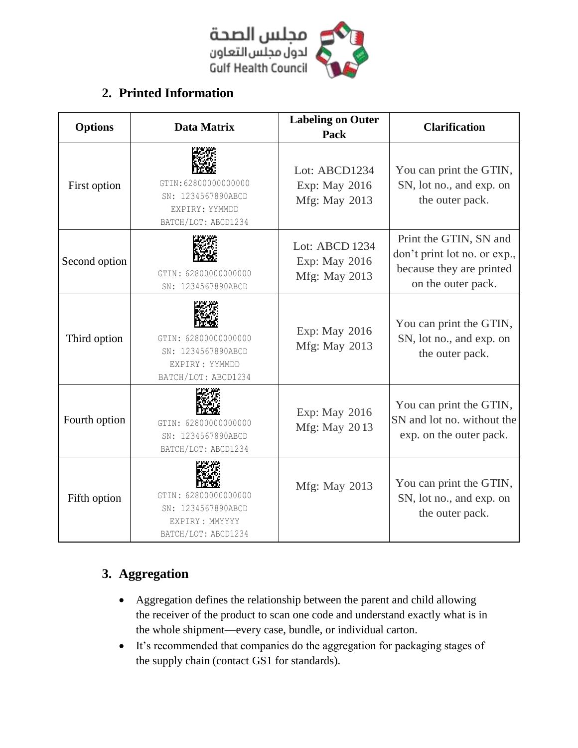## 2. Printed Information

| Options | Data Matrix | Labeling on Outer Pack | Clarification |
|---|---|---|---|
| First option | GTIN:62800000000000<br>SN: 1234567890ABCD<br>EXPIRY: YYMMDD<br>BATCH/LOT: ABCD1234 | Lot: ABCD1234<br>Exp: May 2016<br>Mfg: May 2013 | You can print the GTIN, SN, lot no., and exp. on the outer pack. |
| Second option | GTIN: 62800000000000<br>SN: 1234567890ABCD | Lot: ABCD 1234<br>Exp: May 2016<br>Mfg: May 2013 | Print the GTIN, SN and don't print lot no. or exp., because they are printed on the outer pack. |
| Third option | GTIN: 62800000000000<br>SN: 1234567890ABCD<br>EXPIRY: YYMMDD<br>BATCH/LOT: ABCD1234 | Exp: May 2016<br>Mfg: May 2013 | You can print the GTIN, SN, lot no., and exp. on the outer pack. |
| Fourth option | GTIN: 62800000000000<br>SN: 1234567890ABCD<br>BATCH/LOT: ABCD1234 | Exp: May 2016<br>Mfg: May 2013 | You can print the GTIN, SN and lot no. without the exp. on the outer pack. |
| Fifth option | GTIN: 62800000000000<br>SN: 1234567890ABCD<br>EXPIRY: MMYYYY<br>BATCH/LOT: ABCD1234 | Mfg: May 2013 | You can print the GTIN, SN, lot no., and exp. on the outer pack. |

## 3. Aggregation

- Aggregation defines the relationship between the parent and child allowing the receiver of the product to scan one code and understand exactly what is in the whole shipment—every case, bundle, or individual carton.
- It's recommended that companies do the aggregation for packaging stages of the supply chain (contact GS1 for standards).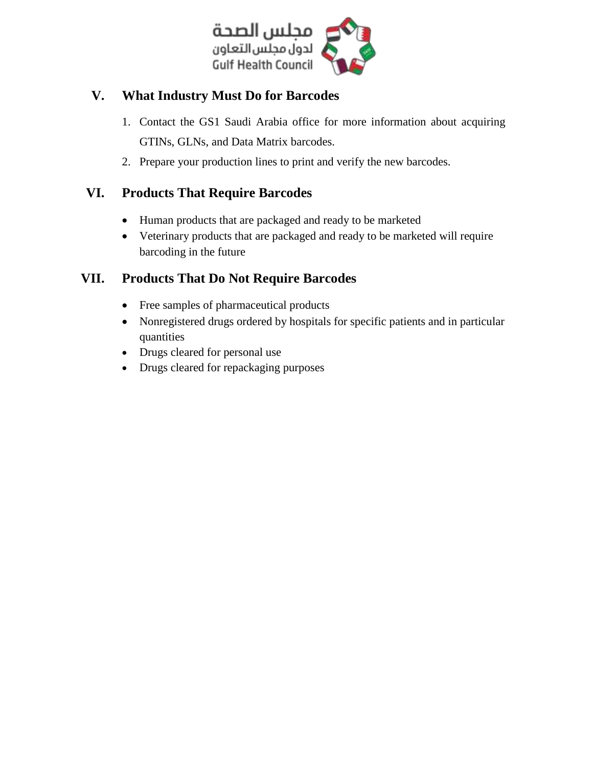## V. What Industry Must Do for Barcodes

1. Contact the GS1 Saudi Arabia office for more information about acquiring GTINs, GLNs, and Data Matrix barcodes.
2. Prepare your production lines to print and verify the new barcodes.

## VI. Products That Require Barcodes

- Human products that are packaged and ready to be marketed
- Veterinary products that are packaged and ready to be marketed will require barcoding in the future

## VII. Products That Do Not Require Barcodes

- Free samples of pharmaceutical products
- Nonregistered drugs ordered by hospitals for specific patients and in particular quantities
- Drugs cleared for personal use
- Drugs cleared for repackaging purposes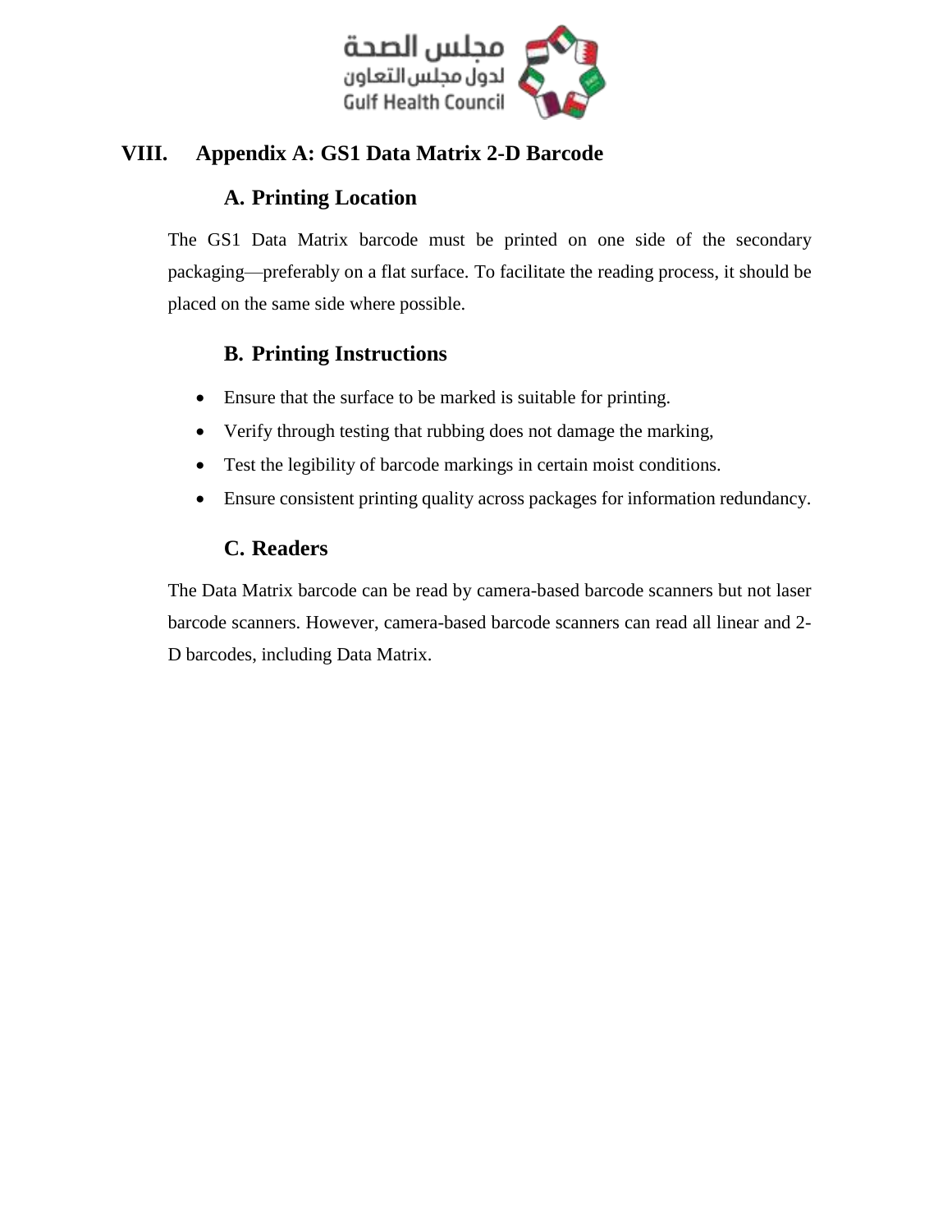# VIII. Appendix A: GS1 Data Matrix 2-D Barcode

## A. Printing Location

The GS1 Data Matrix barcode must be printed on one side of the secondary packaging—preferably on a flat surface. To facilitate the reading process, it should be placed on the same side where possible.

## B. Printing Instructions

- Ensure that the surface to be marked is suitable for printing.
- Verify through testing that rubbing does not damage the marking,
- Test the legibility of barcode markings in certain moist conditions.
- Ensure consistent printing quality across packages for information redundancy.

## C. Readers

The Data Matrix barcode can be read by camera-based barcode scanners but not laser barcode scanners. However, camera-based barcode scanners can read all linear and 2-D barcodes, including Data Matrix.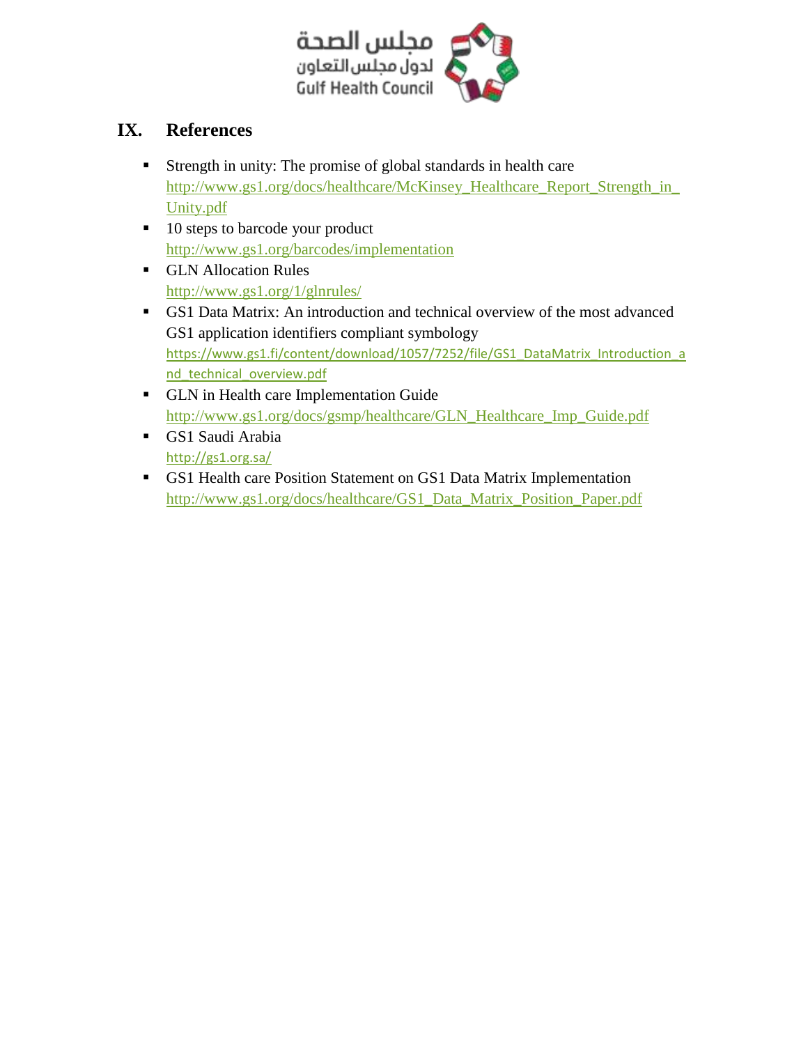## IX. References

- Strength in unity: The promise of global standards in health care
  http://www.gs1.org/docs/healthcare/McKinsey_Healthcare_Report_Strength_in_Unity.pdf
- 10 steps to barcode your product
  http://www.gs1.org/barcodes/implementation
- GLN Allocation Rules
  http://www.gs1.org/1/glnrules/
- GS1 Data Matrix: An introduction and technical overview of the most advanced GS1 application identifiers compliant symbology
  https://www.gs1.fi/content/download/1057/7252/file/GS1_DataMatrix_Introduction_and_technical_overview.pdf
- GLN in Health care Implementation Guide
  http://www.gs1.org/docs/gsmp/healthcare/GLN_Healthcare_Imp_Guide.pdf
- GS1 Saudi Arabia
  http://gs1.org.sa/
- GS1 Health care Position Statement on GS1 Data Matrix Implementation
  http://www.gs1.org/docs/healthcare/GS1_Data_Matrix_Position_Paper.pdf